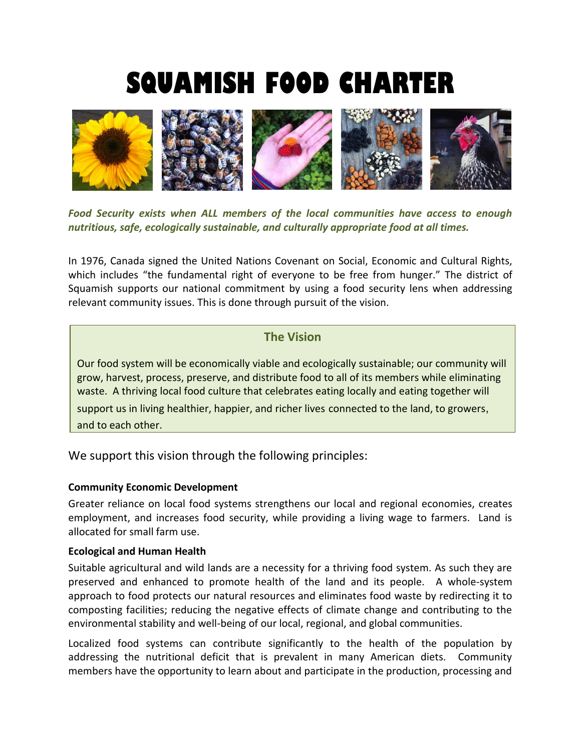# SQUAMISH FOOD CHARTER

***Food Security exists when ALL members of the local communities have access to enough nutritious, safe, ecologically sustainable, and culturally appropriate food at all times.***

In 1976, Canada signed the United Nations Covenant on Social, Economic and Cultural Rights, which includes "the fundamental right of everyone to be free from hunger." The district of Squamish supports our national commitment by using a food security lens when addressing relevant community issues. This is done through pursuit of the vision.

## The Vision

Our food system will be economically viable and ecologically sustainable; our community will grow, harvest, process, preserve, and distribute food to all of its members while eliminating waste. A thriving local food culture that celebrates eating locally and eating together will support us in living healthier, happier, and richer lives connected to the land, to growers, and to each other.

We support this vision through the following principles:

**Community Economic Development**

Greater reliance on local food systems strengthens our local and regional economies, creates employment, and increases food security, while providing a living wage to farmers. Land is allocated for small farm use.

**Ecological and Human Health**

Suitable agricultural and wild lands are a necessity for a thriving food system. As such they are preserved and enhanced to promote health of the land and its people. A whole-system approach to food protects our natural resources and eliminates food waste by redirecting it to composting facilities; reducing the negative effects of climate change and contributing to the environmental stability and well-being of our local, regional, and global communities.

Localized food systems can contribute significantly to the health of the population by addressing the nutritional deficit that is prevalent in many American diets. Community members have the opportunity to learn about and participate in the production, processing and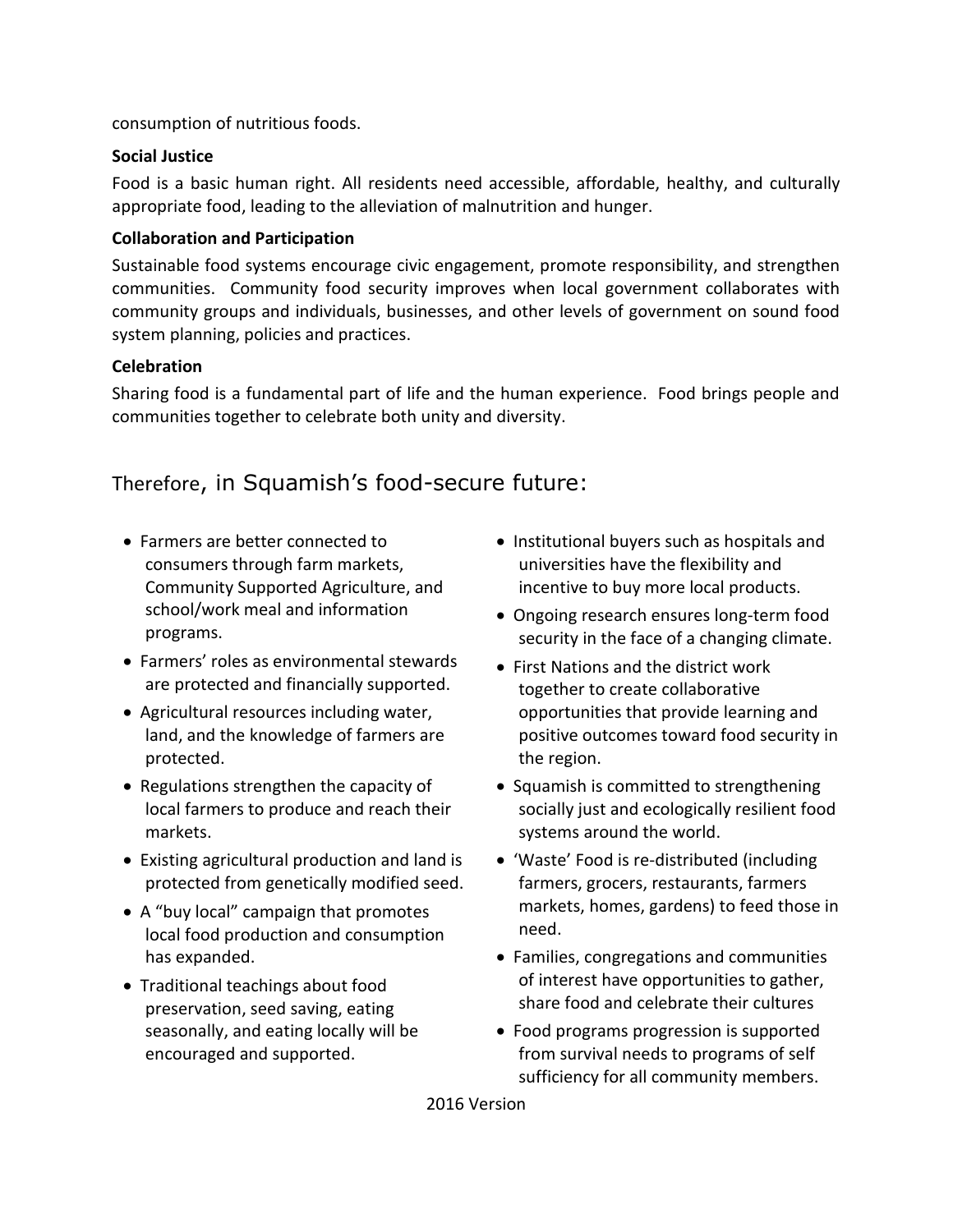consumption of nutritious foods.

**Social Justice**

Food is a basic human right. All residents need accessible, affordable, healthy, and culturally appropriate food, leading to the alleviation of malnutrition and hunger.

**Collaboration and Participation**

Sustainable food systems encourage civic engagement, promote responsibility, and strengthen communities. Community food security improves when local government collaborates with community groups and individuals, businesses, and other levels of government on sound food system planning, policies and practices.

**Celebration**

Sharing food is a fundamental part of life and the human experience. Food brings people and communities together to celebrate both unity and diversity.

## Therefore, in Squamish's food-secure future:

- Farmers are better connected to consumers through farm markets, Community Supported Agriculture, and school/work meal and information programs.
- Farmers' roles as environmental stewards are protected and financially supported.
- Agricultural resources including water, land, and the knowledge of farmers are protected.
- Regulations strengthen the capacity of local farmers to produce and reach their markets.
- Existing agricultural production and land is protected from genetically modified seed.
- A "buy local" campaign that promotes local food production and consumption has expanded.
- Traditional teachings about food preservation, seed saving, eating seasonally, and eating locally will be encouraged and supported.
- Institutional buyers such as hospitals and universities have the flexibility and incentive to buy more local products.
- Ongoing research ensures long-term food security in the face of a changing climate.
- First Nations and the district work together to create collaborative opportunities that provide learning and positive outcomes toward food security in the region.
- Squamish is committed to strengthening socially just and ecologically resilient food systems around the world.
- 'Waste' Food is re-distributed (including farmers, grocers, restaurants, farmers markets, homes, gardens) to feed those in need.
- Families, congregations and communities of interest have opportunities to gather, share food and celebrate their cultures
- Food programs progression is supported from survival needs to programs of self sufficiency for all community members.

2016 Version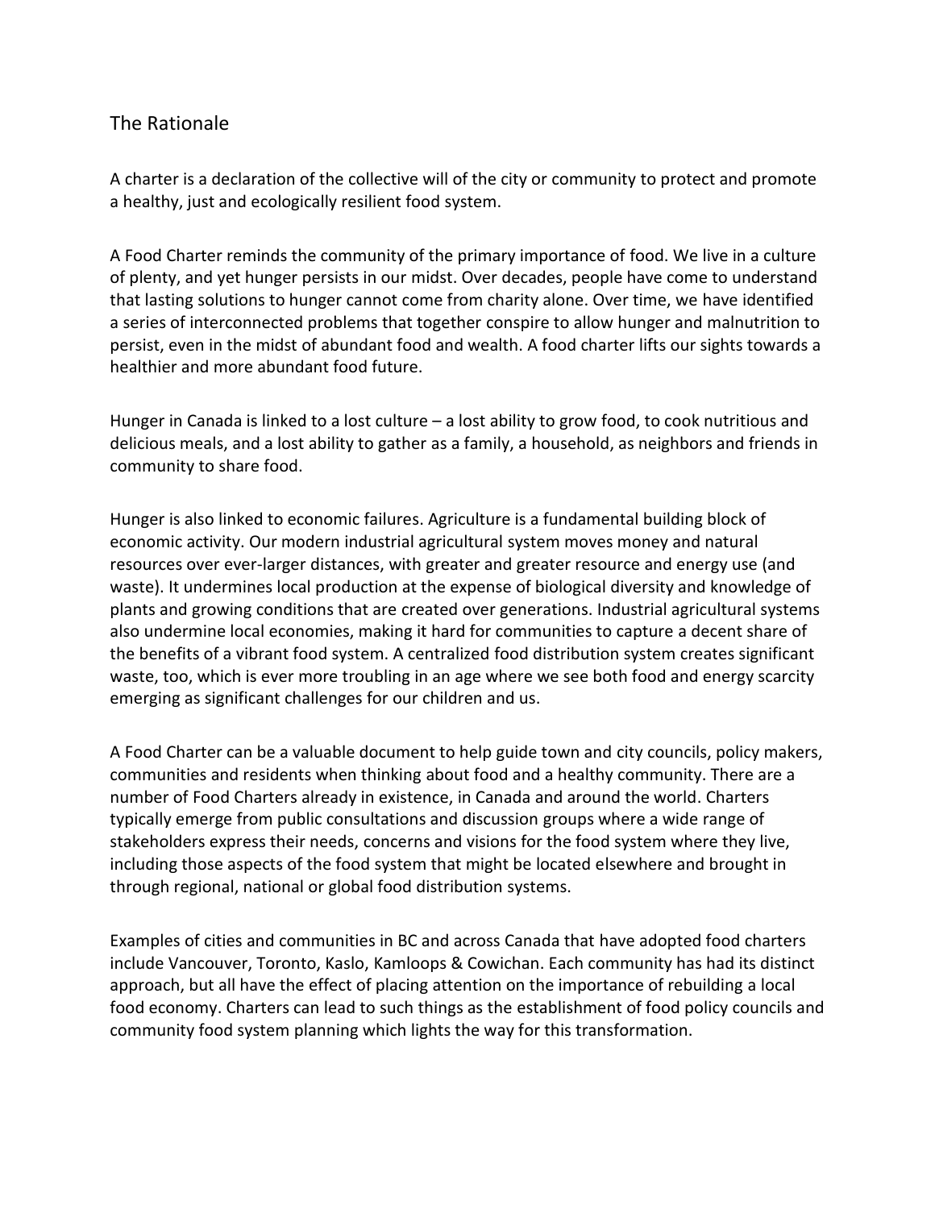## The Rationale

A charter is a declaration of the collective will of the city or community to protect and promote a healthy, just and ecologically resilient food system.

A Food Charter reminds the community of the primary importance of food. We live in a culture of plenty, and yet hunger persists in our midst. Over decades, people have come to understand that lasting solutions to hunger cannot come from charity alone. Over time, we have identified a series of interconnected problems that together conspire to allow hunger and malnutrition to persist, even in the midst of abundant food and wealth. A food charter lifts our sights towards a healthier and more abundant food future.

Hunger in Canada is linked to a lost culture – a lost ability to grow food, to cook nutritious and delicious meals, and a lost ability to gather as a family, a household, as neighbors and friends in community to share food.

Hunger is also linked to economic failures. Agriculture is a fundamental building block of economic activity. Our modern industrial agricultural system moves money and natural resources over ever-larger distances, with greater and greater resource and energy use (and waste). It undermines local production at the expense of biological diversity and knowledge of plants and growing conditions that are created over generations. Industrial agricultural systems also undermine local economies, making it hard for communities to capture a decent share of the benefits of a vibrant food system. A centralized food distribution system creates significant waste, too, which is ever more troubling in an age where we see both food and energy scarcity emerging as significant challenges for our children and us.

A Food Charter can be a valuable document to help guide town and city councils, policy makers, communities and residents when thinking about food and a healthy community. There are a number of Food Charters already in existence, in Canada and around the world. Charters typically emerge from public consultations and discussion groups where a wide range of stakeholders express their needs, concerns and visions for the food system where they live, including those aspects of the food system that might be located elsewhere and brought in through regional, national or global food distribution systems.

Examples of cities and communities in BC and across Canada that have adopted food charters include Vancouver, Toronto, Kaslo, Kamloops & Cowichan. Each community has had its distinct approach, but all have the effect of placing attention on the importance of rebuilding a local food economy. Charters can lead to such things as the establishment of food policy councils and community food system planning which lights the way for this transformation.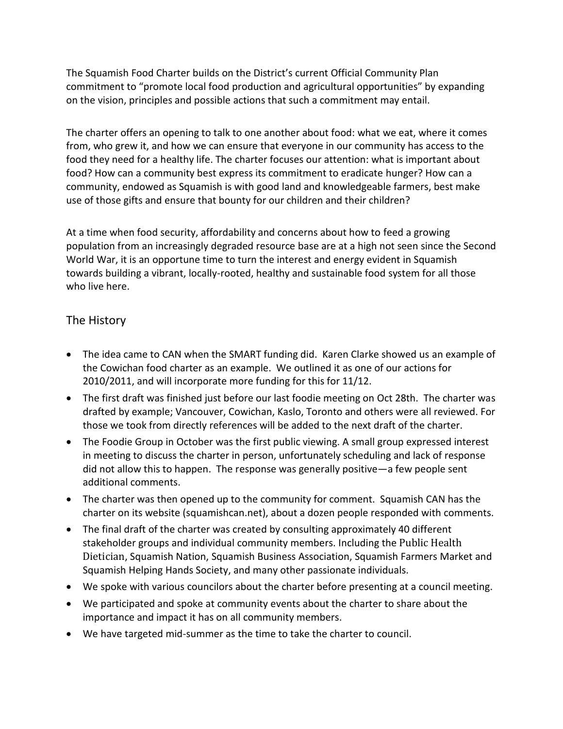The Squamish Food Charter builds on the District's current Official Community Plan commitment to "promote local food production and agricultural opportunities" by expanding on the vision, principles and possible actions that such a commitment may entail.

The charter offers an opening to talk to one another about food: what we eat, where it comes from, who grew it, and how we can ensure that everyone in our community has access to the food they need for a healthy life. The charter focuses our attention: what is important about food? How can a community best express its commitment to eradicate hunger? How can a community, endowed as Squamish is with good land and knowledgeable farmers, best make use of those gifts and ensure that bounty for our children and their children?

At a time when food security, affordability and concerns about how to feed a growing population from an increasingly degraded resource base are at a high not seen since the Second World War, it is an opportune time to turn the interest and energy evident in Squamish towards building a vibrant, locally-rooted, healthy and sustainable food system for all those who live here.

## The History

- The idea came to CAN when the SMART funding did. Karen Clarke showed us an example of the Cowichan food charter as an example. We outlined it as one of our actions for 2010/2011, and will incorporate more funding for this for 11/12.
- The first draft was finished just before our last foodie meeting on Oct 28th. The charter was drafted by example; Vancouver, Cowichan, Kaslo, Toronto and others were all reviewed. For those we took from directly references will be added to the next draft of the charter.
- The Foodie Group in October was the first public viewing. A small group expressed interest in meeting to discuss the charter in person, unfortunately scheduling and lack of response did not allow this to happen. The response was generally positive—a few people sent additional comments.
- The charter was then opened up to the community for comment. Squamish CAN has the charter on its website (squamishcan.net), about a dozen people responded with comments.
- The final draft of the charter was created by consulting approximately 40 different stakeholder groups and individual community members. Including the Public Health Dietician, Squamish Nation, Squamish Business Association, Squamish Farmers Market and Squamish Helping Hands Society, and many other passionate individuals.
- We spoke with various councilors about the charter before presenting at a council meeting.
- We participated and spoke at community events about the charter to share about the importance and impact it has on all community members.
- We have targeted mid-summer as the time to take the charter to council.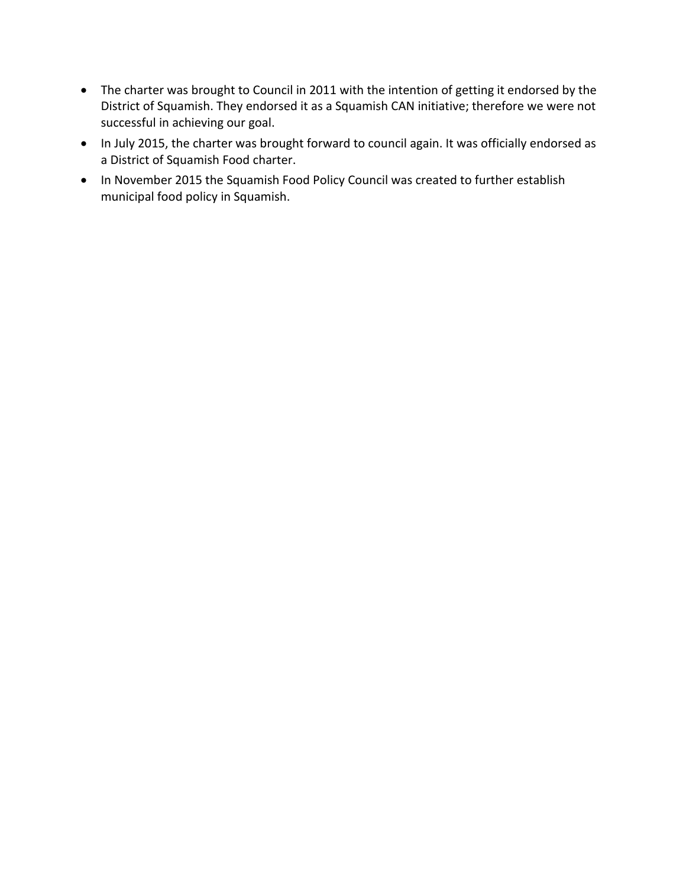- The charter was brought to Council in 2011 with the intention of getting it endorsed by the District of Squamish. They endorsed it as a Squamish CAN initiative; therefore we were not successful in achieving our goal.
- In July 2015, the charter was brought forward to council again. It was officially endorsed as a District of Squamish Food charter.
- In November 2015 the Squamish Food Policy Council was created to further establish municipal food policy in Squamish.